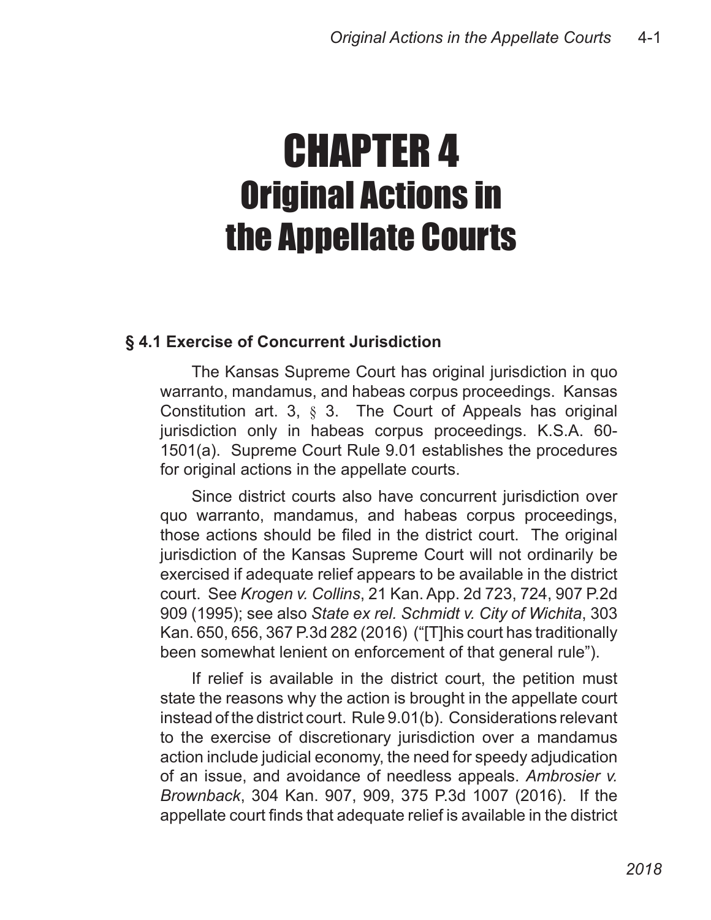# CHAPTER 4
# Original Actions in the Appellate Courts

### § 4.1 Exercise of Concurrent Jurisdiction

The Kansas Supreme Court has original jurisdiction in quo warranto, mandamus, and habeas corpus proceedings. Kansas Constitution art. 3, § 3. The Court of Appeals has original jurisdiction only in habeas corpus proceedings. K.S.A. 60-1501(a). Supreme Court Rule 9.01 establishes the procedures for original actions in the appellate courts.

Since district courts also have concurrent jurisdiction over quo warranto, mandamus, and habeas corpus proceedings, those actions should be filed in the district court. The original jurisdiction of the Kansas Supreme Court will not ordinarily be exercised if adequate relief appears to be available in the district court. See *Krogen v. Collins*, 21 Kan. App. 2d 723, 724, 907 P.2d 909 (1995); see also *State ex rel. Schmidt v. City of Wichita*, 303 Kan. 650, 656, 367 P.3d 282 (2016) ("[T]his court has traditionally been somewhat lenient on enforcement of that general rule").

If relief is available in the district court, the petition must state the reasons why the action is brought in the appellate court instead of the district court. Rule 9.01(b). Considerations relevant to the exercise of discretionary jurisdiction over a mandamus action include judicial economy, the need for speedy adjudication of an issue, and avoidance of needless appeals. *Ambrosier v. Brownback*, 304 Kan. 907, 909, 375 P.3d 1007 (2016). If the appellate court finds that adequate relief is available in the district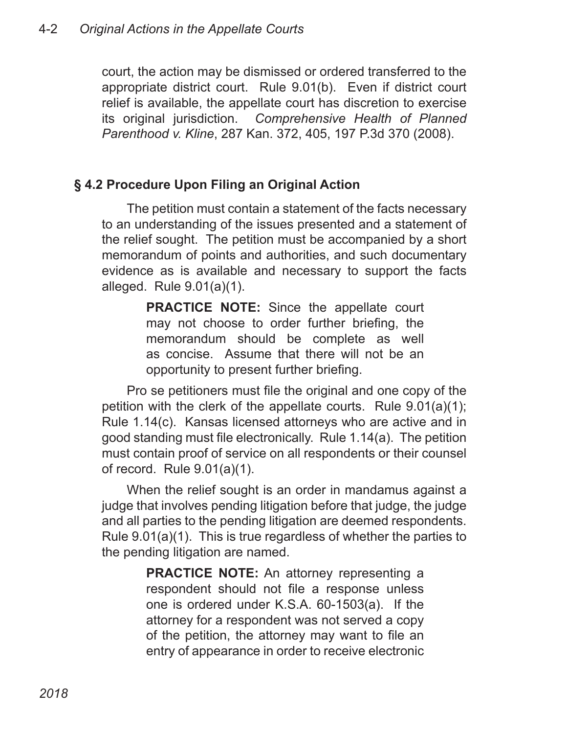court, the action may be dismissed or ordered transferred to the appropriate district court. Rule 9.01(b). Even if district court relief is available, the appellate court has discretion to exercise its original jurisdiction. *Comprehensive Health of Planned Parenthood v. Kline*, 287 Kan. 372, 405, 197 P.3d 370 (2008).

## § 4.2 Procedure Upon Filing an Original Action

The petition must contain a statement of the facts necessary to an understanding of the issues presented and a statement of the relief sought. The petition must be accompanied by a short memorandum of points and authorities, and such documentary evidence as is available and necessary to support the facts alleged. Rule 9.01(a)(1).

> **PRACTICE NOTE:** Since the appellate court may not choose to order further briefing, the memorandum should be complete as well as concise. Assume that there will not be an opportunity to present further briefing.

Pro se petitioners must file the original and one copy of the petition with the clerk of the appellate courts. Rule 9.01(a)(1); Rule 1.14(c). Kansas licensed attorneys who are active and in good standing must file electronically. Rule 1.14(a). The petition must contain proof of service on all respondents or their counsel of record. Rule 9.01(a)(1).

When the relief sought is an order in mandamus against a judge that involves pending litigation before that judge, the judge and all parties to the pending litigation are deemed respondents. Rule 9.01(a)(1). This is true regardless of whether the parties to the pending litigation are named.

> **PRACTICE NOTE:** An attorney representing a respondent should not file a response unless one is ordered under K.S.A. 60-1503(a). If the attorney for a respondent was not served a copy of the petition, the attorney may want to file an entry of appearance in order to receive electronic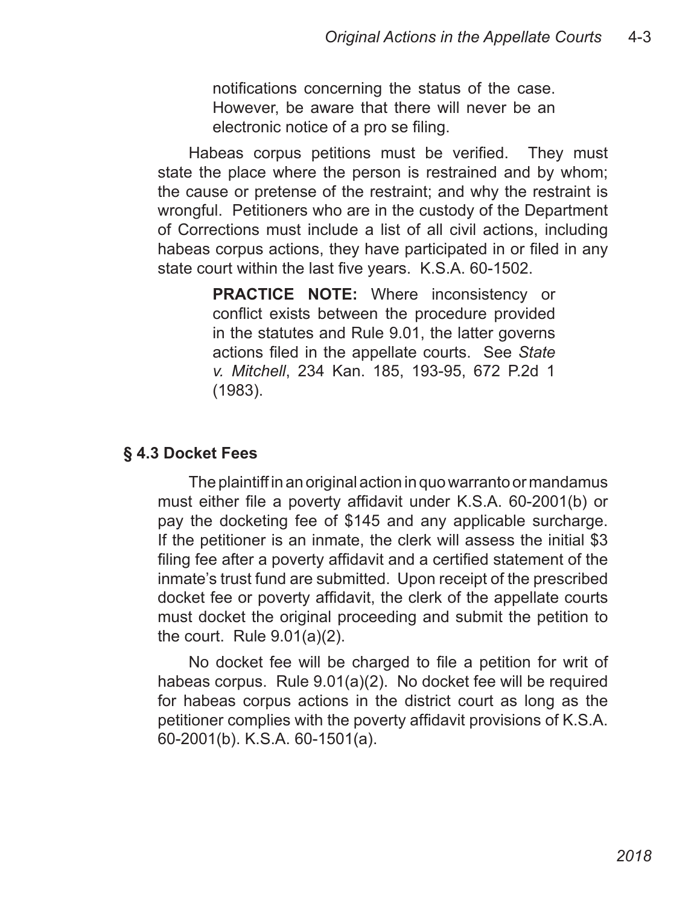notifications concerning the status of the case. However, be aware that there will never be an electronic notice of a pro se filing.

Habeas corpus petitions must be verified. They must state the place where the person is restrained and by whom; the cause or pretense of the restraint; and why the restraint is wrongful. Petitioners who are in the custody of the Department of Corrections must include a list of all civil actions, including habeas corpus actions, they have participated in or filed in any state court within the last five years. K.S.A. 60-1502.

> **PRACTICE NOTE:** Where inconsistency or conflict exists between the procedure provided in the statutes and Rule 9.01, the latter governs actions filed in the appellate courts. See *State v. Mitchell*, 234 Kan. 185, 193-95, 672 P.2d 1 (1983).

## § 4.3 Docket Fees

The plaintiff in an original action in quo warranto or mandamus must either file a poverty affidavit under K.S.A. 60-2001(b) or pay the docketing fee of $145 and any applicable surcharge. If the petitioner is an inmate, the clerk will assess the initial $3 filing fee after a poverty affidavit and a certified statement of the inmate's trust fund are submitted. Upon receipt of the prescribed docket fee or poverty affidavit, the clerk of the appellate courts must docket the original proceeding and submit the petition to the court. Rule 9.01(a)(2).

No docket fee will be charged to file a petition for writ of habeas corpus. Rule 9.01(a)(2). No docket fee will be required for habeas corpus actions in the district court as long as the petitioner complies with the poverty affidavit provisions of K.S.A. 60-2001(b). K.S.A. 60-1501(a).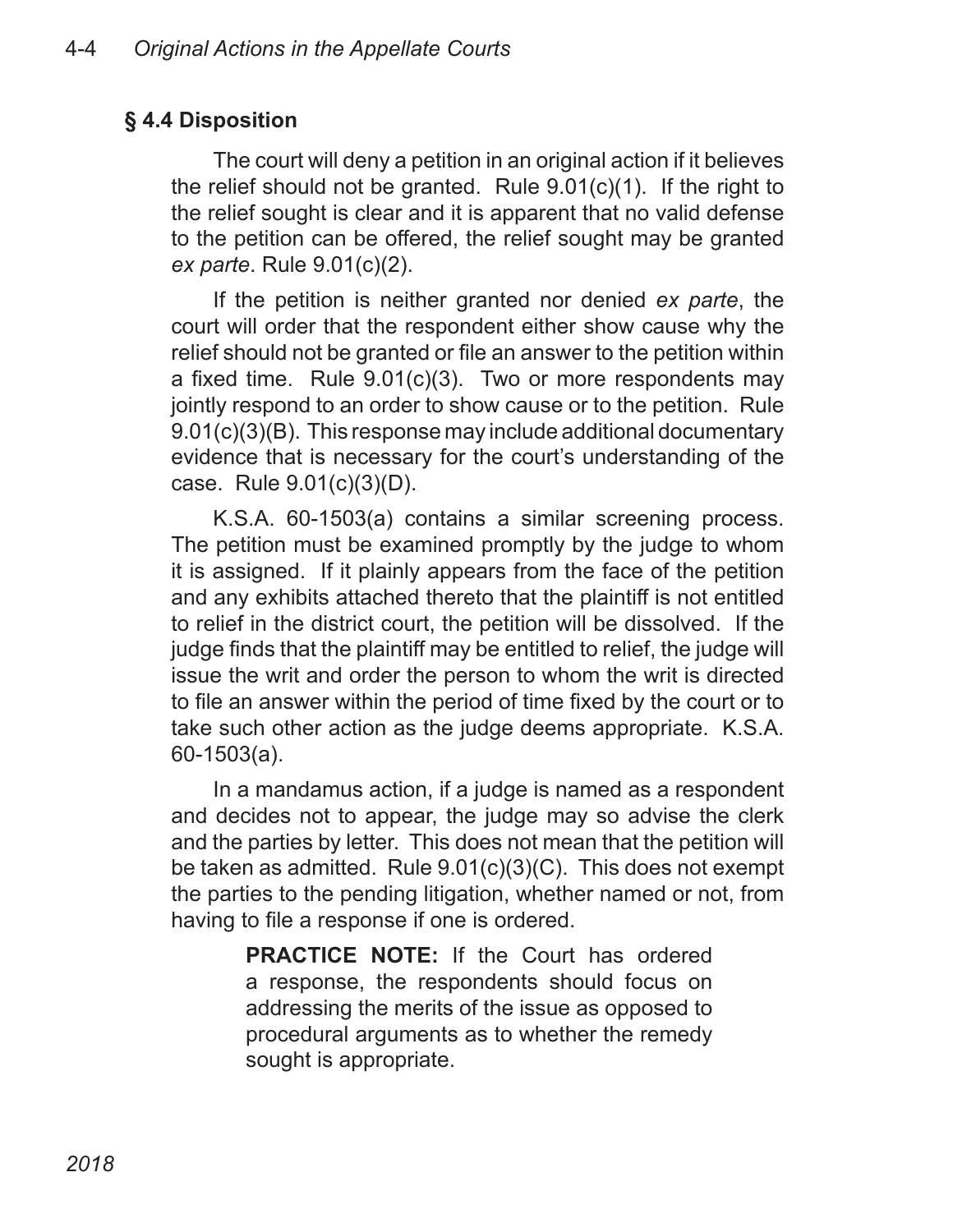## § 4.4 Disposition

The court will deny a petition in an original action if it believes the relief should not be granted. Rule 9.01(c)(1). If the right to the relief sought is clear and it is apparent that no valid defense to the petition can be offered, the relief sought may be granted *ex parte*. Rule 9.01(c)(2).

If the petition is neither granted nor denied *ex parte*, the court will order that the respondent either show cause why the relief should not be granted or file an answer to the petition within a fixed time. Rule 9.01(c)(3). Two or more respondents may jointly respond to an order to show cause or to the petition. Rule 9.01(c)(3)(B). This response may include additional documentary evidence that is necessary for the court's understanding of the case. Rule 9.01(c)(3)(D).

K.S.A. 60-1503(a) contains a similar screening process. The petition must be examined promptly by the judge to whom it is assigned. If it plainly appears from the face of the petition and any exhibits attached thereto that the plaintiff is not entitled to relief in the district court, the petition will be dissolved. If the judge finds that the plaintiff may be entitled to relief, the judge will issue the writ and order the person to whom the writ is directed to file an answer within the period of time fixed by the court or to take such other action as the judge deems appropriate. K.S.A. 60-1503(a).

In a mandamus action, if a judge is named as a respondent and decides not to appear, the judge may so advise the clerk and the parties by letter. This does not mean that the petition will be taken as admitted. Rule 9.01(c)(3)(C). This does not exempt the parties to the pending litigation, whether named or not, from having to file a response if one is ordered.

> **PRACTICE NOTE:** If the Court has ordered a response, the respondents should focus on addressing the merits of the issue as opposed to procedural arguments as to whether the remedy sought is appropriate.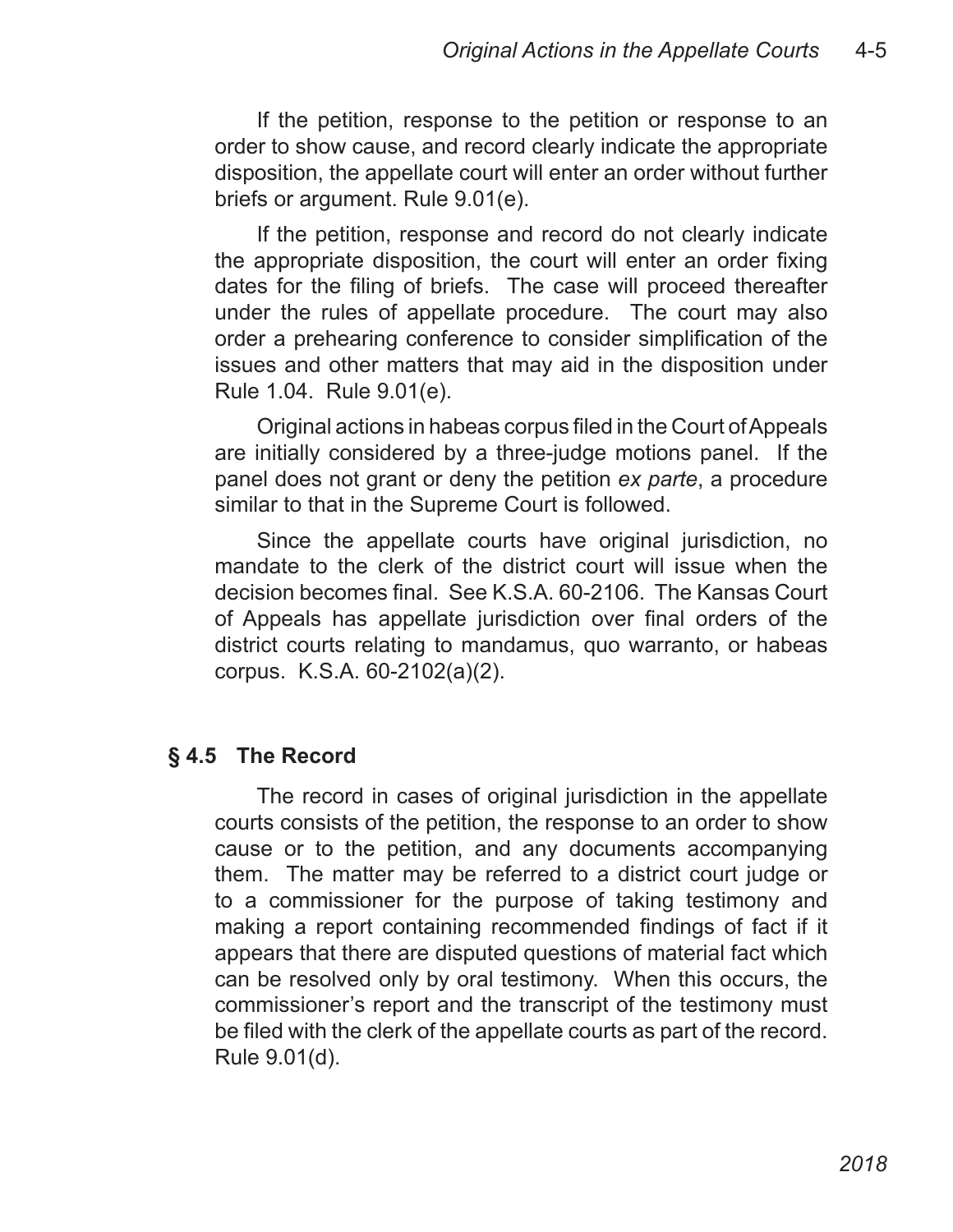If the petition, response to the petition or response to an order to show cause, and record clearly indicate the appropriate disposition, the appellate court will enter an order without further briefs or argument. Rule 9.01(e).

If the petition, response and record do not clearly indicate the appropriate disposition, the court will enter an order fixing dates for the filing of briefs. The case will proceed thereafter under the rules of appellate procedure. The court may also order a prehearing conference to consider simplification of the issues and other matters that may aid in the disposition under Rule 1.04. Rule 9.01(e).

Original actions in habeas corpus filed in the Court of Appeals are initially considered by a three-judge motions panel. If the panel does not grant or deny the petition *ex parte*, a procedure similar to that in the Supreme Court is followed.

Since the appellate courts have original jurisdiction, no mandate to the clerk of the district court will issue when the decision becomes final. See K.S.A. 60-2106. The Kansas Court of Appeals has appellate jurisdiction over final orders of the district courts relating to mandamus, quo warranto, or habeas corpus. K.S.A. 60-2102(a)(2).

## § 4.5 The Record

The record in cases of original jurisdiction in the appellate courts consists of the petition, the response to an order to show cause or to the petition, and any documents accompanying them. The matter may be referred to a district court judge or to a commissioner for the purpose of taking testimony and making a report containing recommended findings of fact if it appears that there are disputed questions of material fact which can be resolved only by oral testimony. When this occurs, the commissioner's report and the transcript of the testimony must be filed with the clerk of the appellate courts as part of the record. Rule 9.01(d).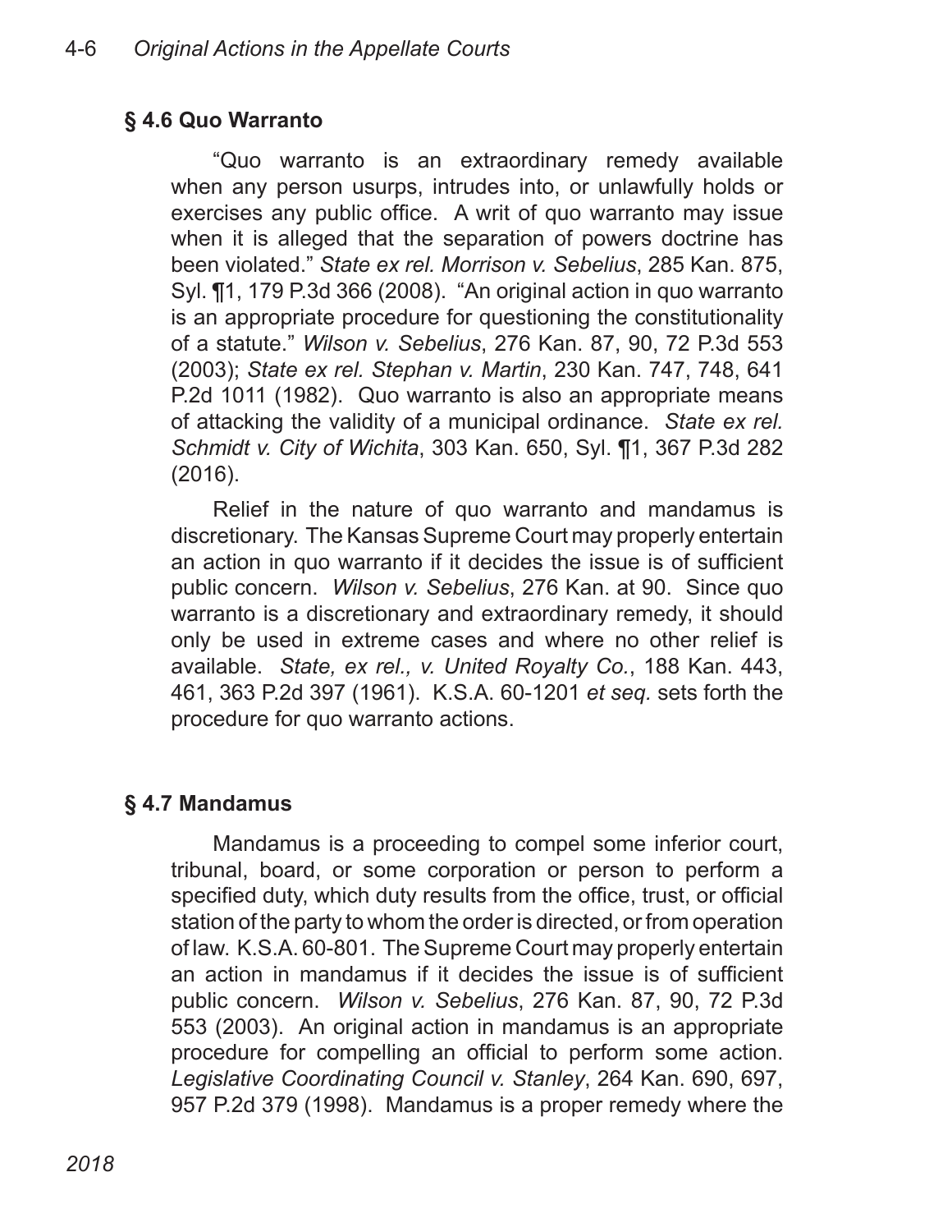## § 4.6 Quo Warranto

"Quo warranto is an extraordinary remedy available when any person usurps, intrudes into, or unlawfully holds or exercises any public office. A writ of quo warranto may issue when it is alleged that the separation of powers doctrine has been violated." *State ex rel. Morrison v. Sebelius*, 285 Kan. 875, Syl. ¶1, 179 P.3d 366 (2008). "An original action in quo warranto is an appropriate procedure for questioning the constitutionality of a statute." *Wilson v. Sebelius*, 276 Kan. 87, 90, 72 P.3d 553 (2003); *State ex rel. Stephan v. Martin*, 230 Kan. 747, 748, 641 P.2d 1011 (1982). Quo warranto is also an appropriate means of attacking the validity of a municipal ordinance. *State ex rel. Schmidt v. City of Wichita*, 303 Kan. 650, Syl. ¶1, 367 P.3d 282 (2016).

Relief in the nature of quo warranto and mandamus is discretionary. The Kansas Supreme Court may properly entertain an action in quo warranto if it decides the issue is of sufficient public concern. *Wilson v. Sebelius*, 276 Kan. at 90. Since quo warranto is a discretionary and extraordinary remedy, it should only be used in extreme cases and where no other relief is available. *State, ex rel., v. United Royalty Co.*, 188 Kan. 443, 461, 363 P.2d 397 (1961). K.S.A. 60-1201 *et seq.* sets forth the procedure for quo warranto actions.

## § 4.7 Mandamus

Mandamus is a proceeding to compel some inferior court, tribunal, board, or some corporation or person to perform a specified duty, which duty results from the office, trust, or official station of the party to whom the order is directed, or from operation of law. K.S.A. 60-801. The Supreme Court may properly entertain an action in mandamus if it decides the issue is of sufficient public concern. *Wilson v. Sebelius*, 276 Kan. 87, 90, 72 P.3d 553 (2003). An original action in mandamus is an appropriate procedure for compelling an official to perform some action. *Legislative Coordinating Council v. Stanley*, 264 Kan. 690, 697, 957 P.2d 379 (1998). Mandamus is a proper remedy where the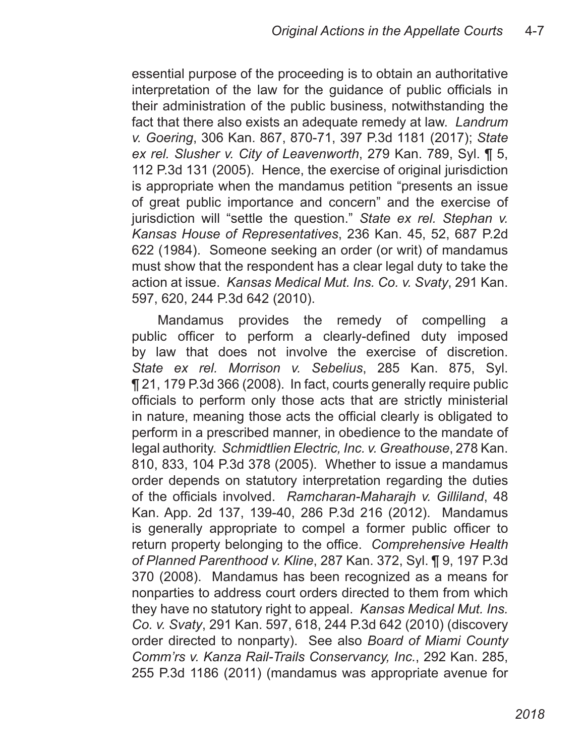essential purpose of the proceeding is to obtain an authoritative interpretation of the law for the guidance of public officials in their administration of the public business, notwithstanding the fact that there also exists an adequate remedy at law. *Landrum v. Goering*, 306 Kan. 867, 870-71, 397 P.3d 1181 (2017); *State ex rel. Slusher v. City of Leavenworth*, 279 Kan. 789, Syl. ¶ 5, 112 P.3d 131 (2005). Hence, the exercise of original jurisdiction is appropriate when the mandamus petition "presents an issue of great public importance and concern" and the exercise of jurisdiction will "settle the question." *State ex rel. Stephan v. Kansas House of Representatives*, 236 Kan. 45, 52, 687 P.2d 622 (1984). Someone seeking an order (or writ) of mandamus must show that the respondent has a clear legal duty to take the action at issue. *Kansas Medical Mut. Ins. Co. v. Svaty*, 291 Kan. 597, 620, 244 P.3d 642 (2010).

Mandamus provides the remedy of compelling a public officer to perform a clearly-defined duty imposed by law that does not involve the exercise of discretion. *State ex rel. Morrison v. Sebelius*, 285 Kan. 875, Syl. ¶ 21, 179 P.3d 366 (2008). In fact, courts generally require public officials to perform only those acts that are strictly ministerial in nature, meaning those acts the official clearly is obligated to perform in a prescribed manner, in obedience to the mandate of legal authority. *Schmidtlien Electric, Inc. v. Greathouse*, 278 Kan. 810, 833, 104 P.3d 378 (2005). Whether to issue a mandamus order depends on statutory interpretation regarding the duties of the officials involved. *Ramcharan-Maharajh v. Gilliland*, 48 Kan. App. 2d 137, 139-40, 286 P.3d 216 (2012). Mandamus is generally appropriate to compel a former public officer to return property belonging to the office. *Comprehensive Health of Planned Parenthood v. Kline*, 287 Kan. 372, Syl. ¶ 9, 197 P.3d 370 (2008). Mandamus has been recognized as a means for nonparties to address court orders directed to them from which they have no statutory right to appeal. *Kansas Medical Mut. Ins. Co. v. Svaty*, 291 Kan. 597, 618, 244 P.3d 642 (2010) (discovery order directed to nonparty). See also *Board of Miami County Comm'rs v. Kanza Rail-Trails Conservancy, Inc.*, 292 Kan. 285, 255 P.3d 1186 (2011) (mandamus was appropriate avenue for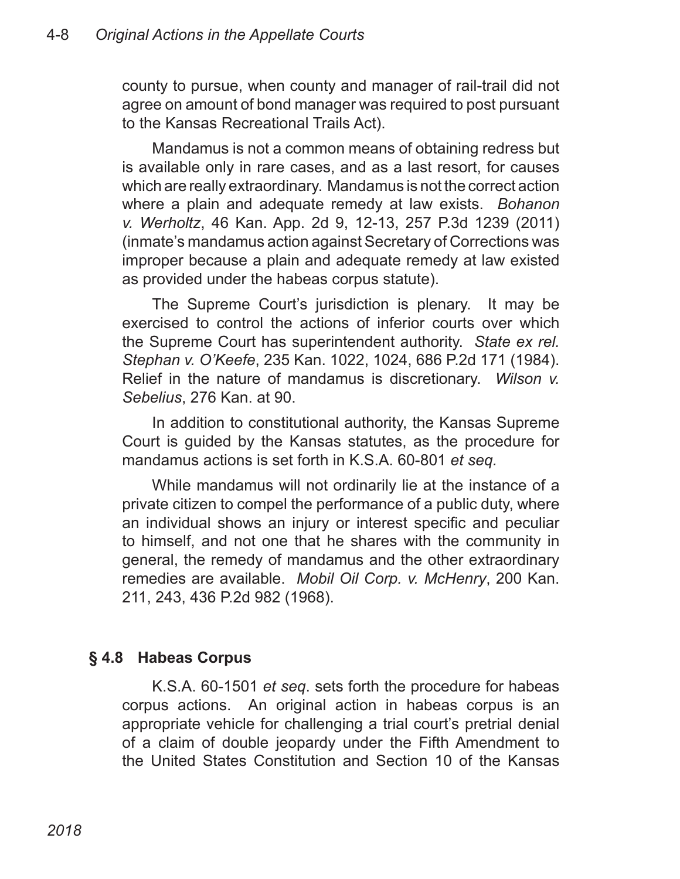county to pursue, when county and manager of rail-trail did not agree on amount of bond manager was required to post pursuant to the Kansas Recreational Trails Act).

Mandamus is not a common means of obtaining redress but is available only in rare cases, and as a last resort, for causes which are really extraordinary. Mandamus is not the correct action where a plain and adequate remedy at law exists. *Bohanon v. Werholtz*, 46 Kan. App. 2d 9, 12-13, 257 P.3d 1239 (2011) (inmate's mandamus action against Secretary of Corrections was improper because a plain and adequate remedy at law existed as provided under the habeas corpus statute).

The Supreme Court's jurisdiction is plenary. It may be exercised to control the actions of inferior courts over which the Supreme Court has superintendent authority. *State ex rel. Stephan v. O'Keefe*, 235 Kan. 1022, 1024, 686 P.2d 171 (1984). Relief in the nature of mandamus is discretionary. *Wilson v. Sebelius*, 276 Kan. at 90.

In addition to constitutional authority, the Kansas Supreme Court is guided by the Kansas statutes, as the procedure for mandamus actions is set forth in K.S.A. 60-801 *et seq.*

While mandamus will not ordinarily lie at the instance of a private citizen to compel the performance of a public duty, where an individual shows an injury or interest specific and peculiar to himself, and not one that he shares with the community in general, the remedy of mandamus and the other extraordinary remedies are available. *Mobil Oil Corp. v. McHenry*, 200 Kan. 211, 243, 436 P.2d 982 (1968).

## § 4.8 Habeas Corpus

K.S.A. 60-1501 *et seq*. sets forth the procedure for habeas corpus actions. An original action in habeas corpus is an appropriate vehicle for challenging a trial court's pretrial denial of a claim of double jeopardy under the Fifth Amendment to the United States Constitution and Section 10 of the Kansas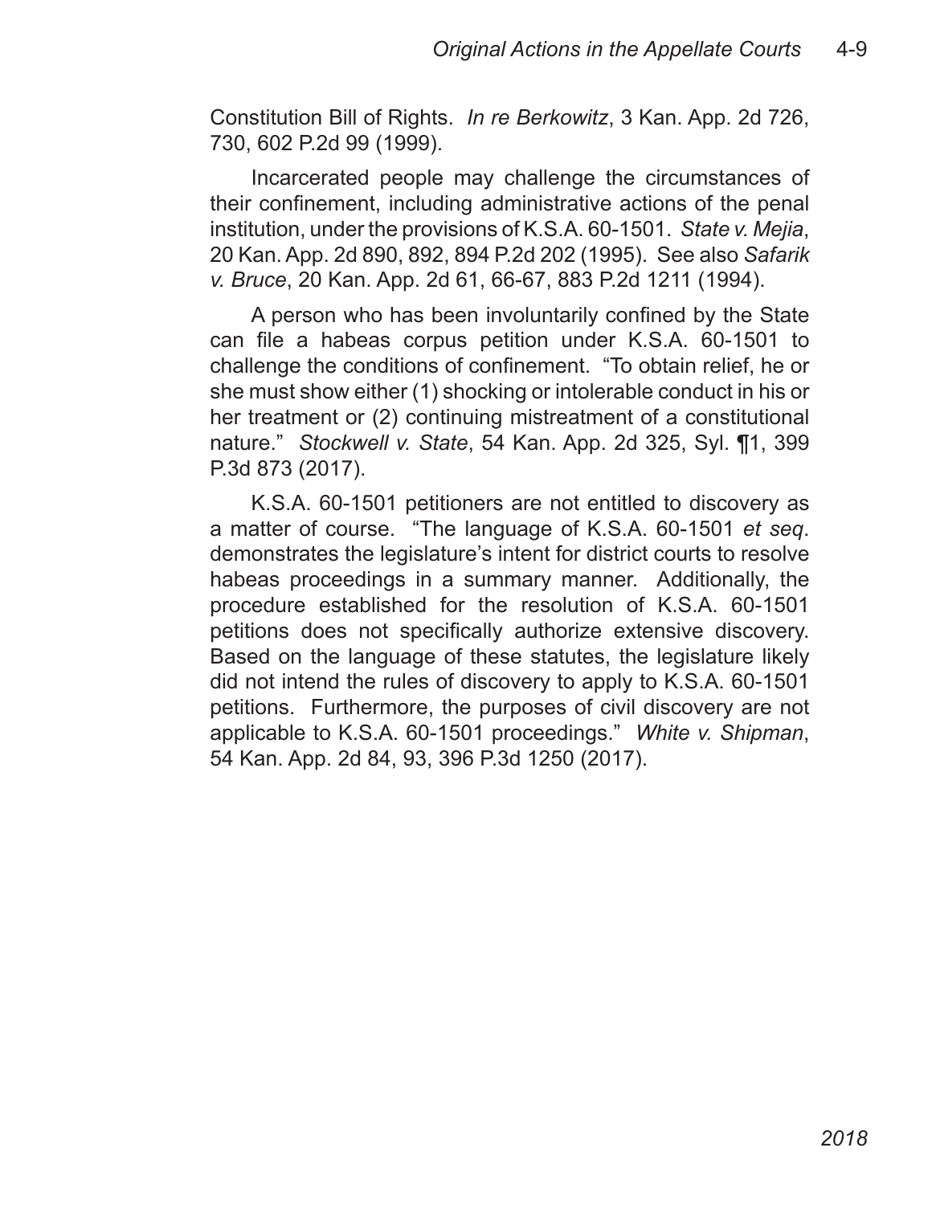Constitution Bill of Rights. *In re Berkowitz*, 3 Kan. App. 2d 726, 730, 602 P.2d 99 (1999).

Incarcerated people may challenge the circumstances of their confinement, including administrative actions of the penal institution, under the provisions of K.S.A. 60-1501. *State v. Mejia*, 20 Kan. App. 2d 890, 892, 894 P.2d 202 (1995). See also *Safarik v. Bruce*, 20 Kan. App. 2d 61, 66-67, 883 P.2d 1211 (1994).

A person who has been involuntarily confined by the State can file a habeas corpus petition under K.S.A. 60-1501 to challenge the conditions of confinement. "To obtain relief, he or she must show either (1) shocking or intolerable conduct in his or her treatment or (2) continuing mistreatment of a constitutional nature." *Stockwell v. State*, 54 Kan. App. 2d 325, Syl. ¶1, 399 P.3d 873 (2017).

K.S.A. 60-1501 petitioners are not entitled to discovery as a matter of course. "The language of K.S.A. 60-1501 *et seq*. demonstrates the legislature's intent for district courts to resolve habeas proceedings in a summary manner. Additionally, the procedure established for the resolution of K.S.A. 60-1501 petitions does not specifically authorize extensive discovery. Based on the language of these statutes, the legislature likely did not intend the rules of discovery to apply to K.S.A. 60-1501 petitions. Furthermore, the purposes of civil discovery are not applicable to K.S.A. 60-1501 proceedings." *White v. Shipman*, 54 Kan. App. 2d 84, 93, 396 P.3d 1250 (2017).